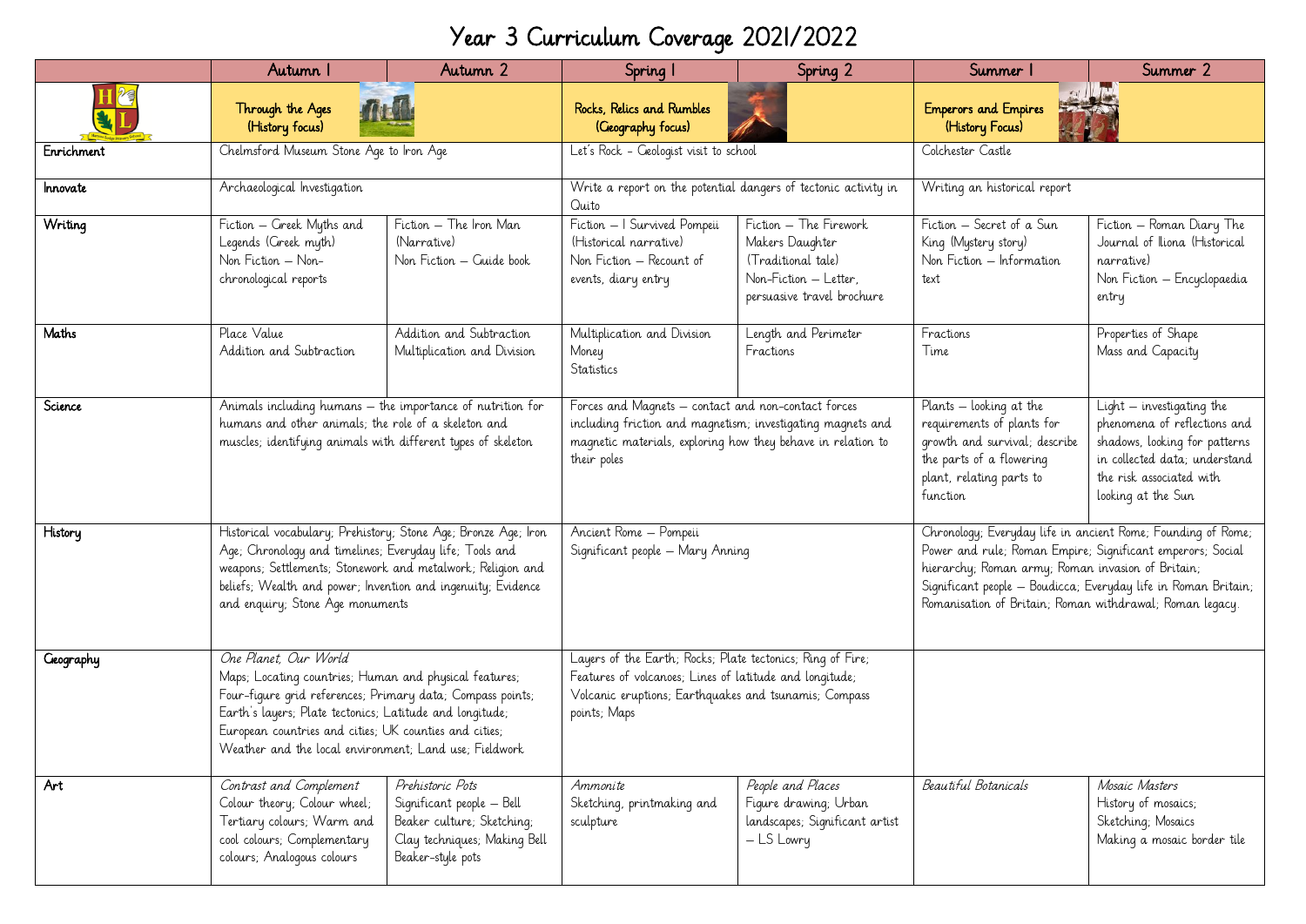# Year 3 Curriculum Coverage 2021/2022

| | Autumn 1 | Autumn 2 | Spring 1 | Spring 2 | Summer 1 | Summer 2 |
|---|---|---|---|---|---|---|
| | Through the Ages (History focus) | | Rocks, Relics and Rumbles (Geography focus) | | Emperors and Empires (History Focus) | |
| Enrichment | Chelmsford Museum Stone Age to Iron Age | | Let's Rock - Geologist visit to school | | Colchester Castle | |
| Innovate | Archaeological Investigation | | Write a report on the potential dangers of tectonic activity in Quito | | Writing an historical report | |
| Writing | Fiction – Greek Myths and Legends (Greek myth)<br>Non Fiction – Non-chronological reports | Fiction – The Iron Man (Narrative)<br>Non Fiction – Guide book | Fiction – I Survived Pompeii (Historical narrative)<br>Non Fiction – Recount of events, diary entry | Fiction – The Firework Makers Daughter (Traditional tale)<br>Non-Fiction – Letter, persuasive travel brochure | Fiction – Secret of a Sun King (Mystery story)<br>Non Fiction – Information text | Fiction – Roman Diary The Journal of Iliona (Historical narrative)<br>Non Fiction – Encyclopaedia entry |
| Maths | Place Value<br>Addition and Subtraction | Addition and Subtraction<br>Multiplication and Division | Multiplication and Division<br>Money<br>Statistics | Length and Perimeter<br>Fractions | Fractions<br>Time | Properties of Shape<br>Mass and Capacity |
| Science | Animals including humans – the importance of nutrition for humans and other animals; the role of a skeleton and muscles; identifying animals with different types of skeleton | | Forces and Magnets – contact and non-contact forces including friction and magnetism; investigating magnets and magnetic materials, exploring how they behave in relation to their poles | | Plants – looking at the requirements of plants for growth and survival; describe the parts of a flowering plant, relating parts to function | Light – investigating the phenomena of reflections and shadows, looking for patterns in collected data; understand the risk associated with looking at the Sun |
| History | Historical vocabulary; Prehistory; Stone Age; Bronze Age; Iron Age; Chronology and timelines; Everyday life; Tools and weapons; Settlements; Stonework and metalwork; Religion and beliefs; Wealth and power; Invention and ingenuity; Evidence and enquiry; Stone Age monuments | | Ancient Rome – Pompeii<br>Significant people – Mary Anning | | Chronology; Everyday life in ancient Rome; Founding of Rome; Power and rule; Roman Empire; Significant emperors; Social hierarchy; Roman army; Roman invasion of Britain; Significant people – Boudicca; Everyday life in Roman Britain; Romanisation of Britain; Roman withdrawal; Roman legacy. | |
| Geography | *One Planet, Our World*<br>Maps; Locating countries; Human and physical features; Four-figure grid references; Primary data; Compass points; Earth's layers; Plate tectonics; Latitude and longitude; European countries and cities; UK counties and cities; Weather and the local environment; Land use; Fieldwork | | Layers of the Earth; Rocks; Plate tectonics; Ring of Fire; Features of volcanoes; Lines of latitude and longitude; Volcanic eruptions; Earthquakes and tsunamis; Compass points; Maps | | | |
| Art | *Contrast and Complement*<br>Colour theory; Colour wheel; Tertiary colours; Warm and cool colours; Complementary colours; Analogous colours | *Prehistoric Pots*<br>Significant people – Bell Beaker culture; Sketching; Clay techniques; Making Bell Beaker-style pots | *Ammonite*<br>Sketching, printmaking and sculpture | *People and Places*<br>Figure drawing; Urban landscapes; Significant artist – LS Lowry | *Beautiful Botanicals* | *Mosaic Masters*<br>History of mosaics; Sketching; Mosaics<br>Making a mosaic border tile |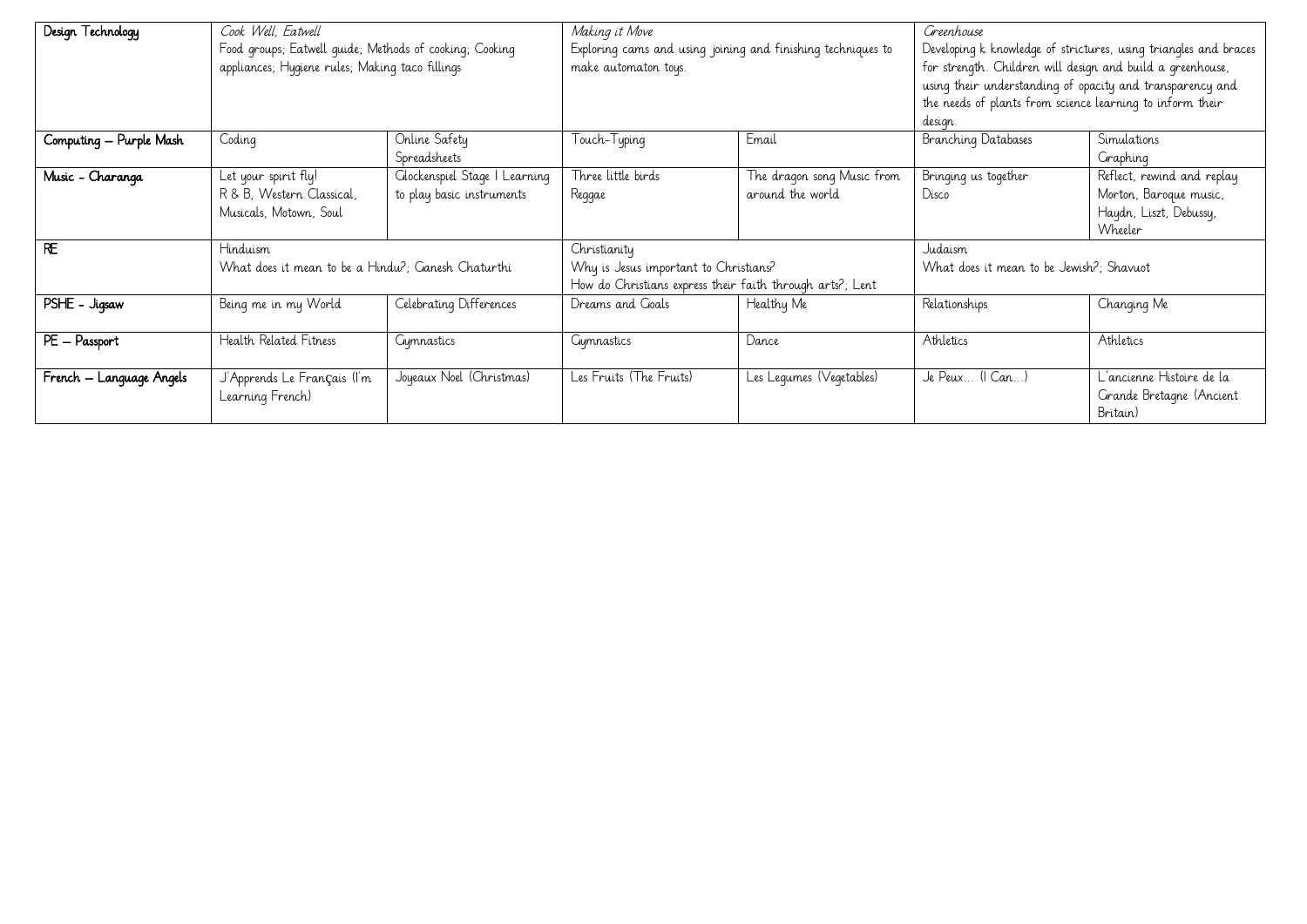| | | | | | | |
|---|---|---|---|---|---|---|
| **Design Technology** | *Cook Well, Eatwell*<br>Food groups; Eatwell guide; Methods of cooking; Cooking appliances; Hygiene rules; Making taco fillings | | *Making it Move*<br>Exploring cams and using joining and finishing techniques to make automaton toys. | | *Greenhouse*<br>Developing k knowledge of strictures, using triangles and braces for strength. Children will design and build a greenhouse, using their understanding of opacity and transparency and the needs of plants from science learning to inform their design. | |
| **Computing – Purple Mash** | Coding | Online Safety<br>Spreadsheets | Touch-Typing | Email | Branching Databases | Simulations<br>Graphing |
| **Music - Charanga** | Let your spirit fly!<br>R & B, Western Classical, Musicals, Motown, Soul | Glockenspiel Stage I Learning to play basic instruments | Three little birds<br>Reggae | The dragon song Music from around the world | Bringing us together<br>Disco | Reflect, rewind and replay<br>Morton, Baroque music, Haydn, Liszt, Debussy, Wheeler |
| **RE** | Hinduism<br>What does it mean to be a Hindu?; Ganesh Chaturthi | | Christianity<br>Why is Jesus important to Christians?<br>How do Christians express their faith through arts?; Lent | | Judaism<br>What does it mean to be Jewish?; Shavuot | |
| **PSHE - Jigsaw** | Being me in my World | Celebrating Differences | Dreams and Goals | Healthy Me | Relationships | Changing Me |
| **PE – Passport** | Health Related Fitness | Gymnastics | Gymnastics | Dance | Athletics | Athletics |
| **French – Language Angels** | J'Apprends Le Français (I'm Learning French) | Joyeaux Noel (Christmas) | Les Fruits (The Fruits) | Les Legumes (Vegetables) | Je Peux… (I Can…) | L'ancienne Histoire de la Grande Bretagne (Ancient Britain) |